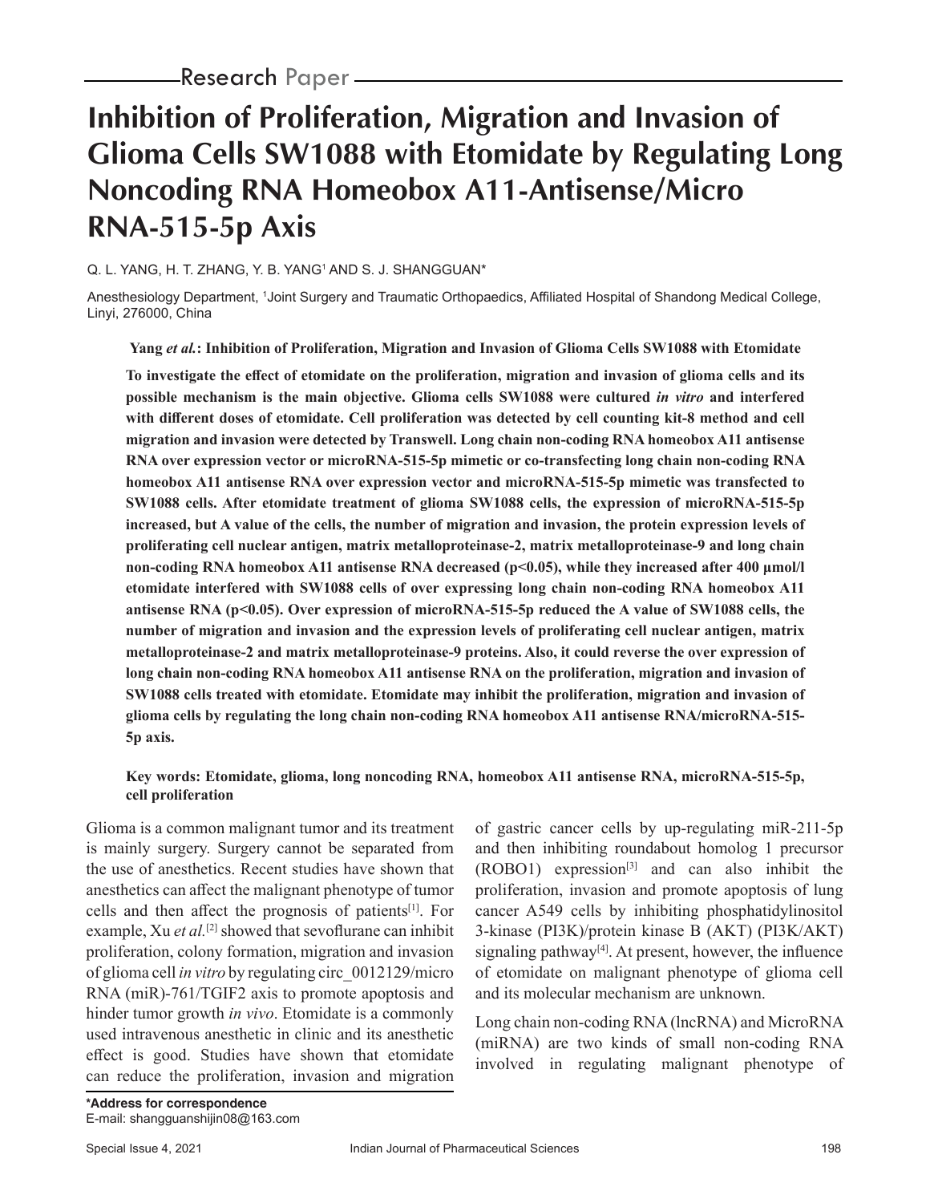Research Paper

# Inhibition of Proliferation, Migration and Invasion of Glioma Cells SW1088 with Etomidate by Regulating Long Noncoding RNA Homeobox A11-Antisense/Micro RNA-515-5p Axis

Q. L. YANG, H. T. ZHANG, Y. B. YANG[1] AND S. J. SHANGGUAN*

Anesthesiology Department, [1]Joint Surgery and Traumatic Orthopaedics, Affiliated Hospital of Shandong Medical College, Linyi, 276000, China

**Yang *et al.*: Inhibition of Proliferation, Migration and Invasion of Glioma Cells SW1088 with Etomidate**

**To investigate the effect of etomidate on the proliferation, migration and invasion of glioma cells and its possible mechanism is the main objective. Glioma cells SW1088 were cultured *in vitro* and interfered with different doses of etomidate. Cell proliferation was detected by cell counting kit-8 method and cell migration and invasion were detected by Transwell. Long chain non-coding RNA homeobox A11 antisense RNA over expression vector or microRNA-515-5p mimetic or co-transfecting long chain non-coding RNA homeobox A11 antisense RNA over expression vector and microRNA-515-5p mimetic was transfected to SW1088 cells. After etomidate treatment of glioma SW1088 cells, the expression of microRNA-515-5p increased, but A value of the cells, the number of migration and invasion, the protein expression levels of proliferating cell nuclear antigen, matrix metalloproteinase-2, matrix metalloproteinase-9 and long chain non-coding RNA homeobox A11 antisense RNA decreased ($p<0.05$), while they increased after 400 μmol/l etomidate interfered with SW1088 cells of over expressing long chain non-coding RNA homeobox A11 antisense RNA ($p<0.05$). Over expression of microRNA-515-5p reduced the A value of SW1088 cells, the number of migration and invasion and the expression levels of proliferating cell nuclear antigen, matrix metalloproteinase-2 and matrix metalloproteinase-9 proteins. Also, it could reverse the over expression of long chain non-coding RNA homeobox A11 antisense RNA on the proliferation, migration and invasion of SW1088 cells treated with etomidate. Etomidate may inhibit the proliferation, migration and invasion of glioma cells by regulating the long chain non-coding RNA homeobox A11 antisense RNA/microRNA-515-5p axis.**

**Key words: Etomidate, glioma, long noncoding RNA, homeobox A11 antisense RNA, microRNA-515-5p, cell proliferation**

Glioma is a common malignant tumor and its treatment is mainly surgery. Surgery cannot be separated from the use of anesthetics. Recent studies have shown that anesthetics can affect the malignant phenotype of tumor cells and then affect the prognosis of patients[1]. For example, Xu *et al.*[2] showed that sevoflurane can inhibit proliferation, colony formation, migration and invasion of glioma cell *in vitro* by regulating circ_0012129/micro RNA (miR)-761/TGIF2 axis to promote apoptosis and hinder tumor growth *in vivo*. Etomidate is a commonly used intravenous anesthetic in clinic and its anesthetic effect is good. Studies have shown that etomidate can reduce the proliferation, invasion and migration of gastric cancer cells by up-regulating miR-211-5p and then inhibiting roundabout homolog 1 precursor (ROBO1) expression[3] and can also inhibit the proliferation, invasion and promote apoptosis of lung cancer A549 cells by inhibiting phosphatidylinositol 3-kinase (PI3K)/protein kinase B (AKT) (PI3K/AKT) signaling pathway[4]. At present, however, the influence of etomidate on malignant phenotype of glioma cell and its molecular mechanism are unknown.

Long chain non-coding RNA (lncRNA) and MicroRNA (miRNA) are two kinds of small non-coding RNA involved in regulating malignant phenotype of

**\*Address for correspondence**
E-mail: shangguanshijin08@163.com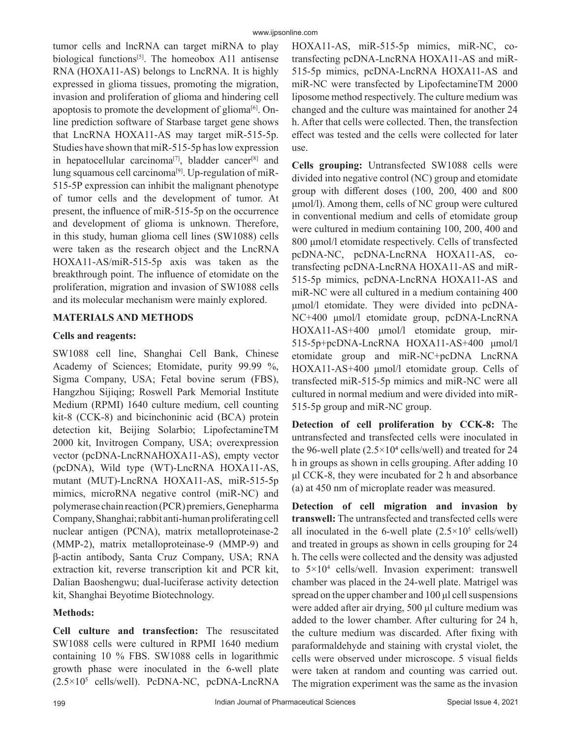tumor cells and lncRNA can target miRNA to play biological functions[5]. The homeobox A11 antisense RNA (HOXA11-AS) belongs to LncRNA. It is highly expressed in glioma tissues, promoting the migration, invasion and proliferation of glioma and hindering cell apoptosis to promote the development of glioma[6]. Online prediction software of Starbase target gene shows that LncRNA HOXA11-AS may target miR-515-5p. Studies have shown that miR-515-5p has low expression in hepatocellular carcinoma[7], bladder cancer[8] and lung squamous cell carcinoma[9]. Up-regulation of miR-515-5P expression can inhibit the malignant phenotype of tumor cells and the development of tumor. At present, the influence of miR-515-5p on the occurrence and development of glioma is unknown. Therefore, in this study, human glioma cell lines (SW1088) cells were taken as the research object and the LncRNA HOXA11-AS/miR-515-5p axis was taken as the breakthrough point. The influence of etomidate on the proliferation, migration and invasion of SW1088 cells and its molecular mechanism were mainly explored.

## MATERIALS AND METHODS

### Cells and reagents:

SW1088 cell line, Shanghai Cell Bank, Chinese Academy of Sciences; Etomidate, purity 99.99 %, Sigma Company, USA; Fetal bovine serum (FBS), Hangzhou Sijiqing; Roswell Park Memorial Institute Medium (RPMI) 1640 culture medium, cell counting kit-8 (CCK-8) and bicinchoninic acid (BCA) protein detection kit, Beijing Solarbio; LipofectamineTM 2000 kit, Invitrogen Company, USA; overexpression vector (pcDNA-LncRNAHOXA11-AS), empty vector (pcDNA), Wild type (WT)-LncRNA HOXA11-AS, mutant (MUT)-LncRNA HOXA11-AS, miR-515-5p mimics, microRNA negative control (miR-NC) and polymerase chain reaction (PCR) premiers, Genepharma Company, Shanghai; rabbit anti-human proliferating cell nuclear antigen (PCNA), matrix metalloproteinase-2 (MMP-2), matrix metalloproteinase-9 (MMP-9) and β-actin antibody, Santa Cruz Company, USA; RNA extraction kit, reverse transcription kit and PCR kit, Dalian Baoshengwu; dual-luciferase activity detection kit, Shanghai Beyotime Biotechnology.

### Methods:

**Cell culture and transfection:** The resuscitated SW1088 cells were cultured in RPMI 1640 medium containing 10 % FBS. SW1088 cells in logarithmic growth phase were inoculated in the 6-well plate ($2.5\times10^5$ cells/well). PcDNA-NC, pcDNA-LncRNA HOXA11-AS, miR-515-5p mimics, miR-NC, co-transfecting pcDNA-LncRNA HOXA11-AS and miR-515-5p mimics, pcDNA-LncRNA HOXA11-AS and miR-NC were transfected by LipofectamineTM 2000 liposome method respectively. The culture medium was changed and the culture was maintained for another 24 h. After that cells were collected. Then, the transfection effect was tested and the cells were collected for later use.

**Cells grouping:** Untransfected SW1088 cells were divided into negative control (NC) group and etomidate group with different doses (100, 200, 400 and 800 μmol/l). Among them, cells of NC group were cultured in conventional medium and cells of etomidate group were cultured in medium containing 100, 200, 400 and 800 μmol/l etomidate respectively. Cells of transfected pcDNA-NC, pcDNA-LncRNA HOXA11-AS, co-transfecting pcDNA-LncRNA HOXA11-AS and miR-515-5p mimics, pcDNA-LncRNA HOXA11-AS and miR-NC were all cultured in a medium containing 400 μmol/l etomidate. They were divided into pcDNA-NC+400 μmol/l etomidate group, pcDNA-LncRNA HOXA11-AS+400 μmol/l etomidate group, mir-515-5p+pcDNA-LncRNA HOXA11-AS+400 μmol/l etomidate group and miR-NC+pcDNA LncRNA HOXA11-AS+400 μmol/l etomidate group. Cells of transfected miR-515-5p mimics and miR-NC were all cultured in normal medium and were divided into miR-515-5p group and miR-NC group.

**Detection of cell proliferation by CCK-8:** The untransfected and transfected cells were inoculated in the 96-well plate ($2.5\times10^4$ cells/well) and treated for 24 h in groups as shown in cells grouping. After adding 10 μl CCK-8, they were incubated for 2 h and absorbance (a) at 450 nm of microplate reader was measured.

**Detection of cell migration and invasion by transwell:** The untransfected and transfected cells were all inoculated in the 6-well plate ($2.5\times10^5$ cells/well) and treated in groups as shown in cells grouping for 24 h. The cells were collected and the density was adjusted to $5\times10^4$ cells/well. Invasion experiment: transwell chamber was placed in the 24-well plate. Matrigel was spread on the upper chamber and 100 μl cell suspensions were added after air drying, 500 μl culture medium was added to the lower chamber. After culturing for 24 h, the culture medium was discarded. After fixing with paraformaldehyde and staining with crystal violet, the cells were observed under microscope. 5 visual fields were taken at random and counting was carried out. The migration experiment was the same as the invasion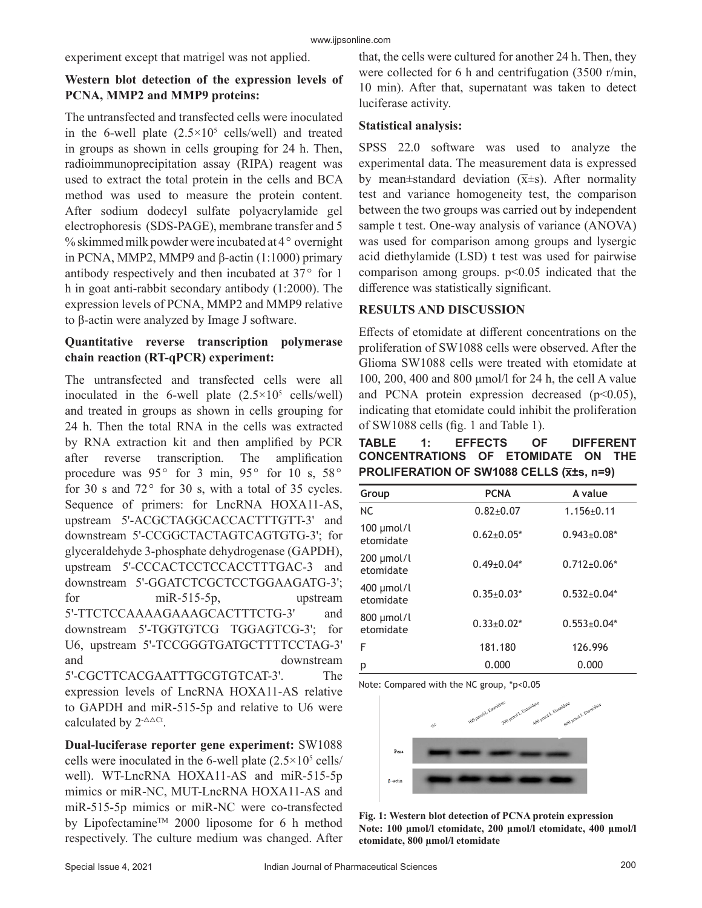experiment except that matrigel was not applied.

### Western blot detection of the expression levels of PCNA, MMP2 and MMP9 proteins:

The untransfected and transfected cells were inoculated in the 6-well plate ($2.5\times10^5$ cells/well) and treated in groups as shown in cells grouping for 24 h. Then, radioimmunoprecipitation assay (RIPA) reagent was used to extract the total protein in the cells and BCA method was used to measure the protein content. After sodium dodecyl sulfate polyacrylamide gel electrophoresis (SDS-PAGE), membrane transfer and 5 % skimmed milk powder were incubated at 4° overnight in PCNA, MMP2, MMP9 and β-actin (1:1000) primary antibody respectively and then incubated at 37° for 1 h in goat anti-rabbit secondary antibody (1:2000). The expression levels of PCNA, MMP2 and MMP9 relative to β-actin were analyzed by Image J software.

### Quantitative reverse transcription polymerase chain reaction (RT-qPCR) experiment:

The untransfected and transfected cells were all inoculated in the 6-well plate ($2.5\times10^5$ cells/well) and treated in groups as shown in cells grouping for 24 h. Then the total RNA in the cells was extracted by RNA extraction kit and then amplified by PCR after reverse transcription. The amplification procedure was 95° for 3 min, 95° for 10 s, 58° for 30 s and 72° for 30 s, with a total of 35 cycles. Sequence of primers: for LncRNA HOXA11-AS, upstream 5'-ACGCTAGGCACCACTTTGTT-3' and downstream 5'-CCGGCTACTAGTCAGTGTG-3'; for glyceraldehyde 3-phosphate dehydrogenase (GAPDH), upstream 5'-CCCACTCCTCCACCTTTGAC-3 and downstream 5'-GGATCTCGCTCCTGGAAGATG-3'; for miR-515-5p, upstream 5'-TTCTCCAAAAGAAAGCACTTTCTG-3' and downstream 5'-TGGTGTCG TGGAGTCG-3'; for U6, upstream 5'-TCCGGGTGATGCTTTTCCTAG-3' and downstream 5'-CGCTTCACGAATTTGCGTGTCAT-3'. The expression levels of LncRNA HOXA11-AS relative to GAPDH and miR-515-5p and relative to U6 were calculated by $2^{-\triangle\triangle Ct}$.

**Dual-luciferase reporter gene experiment:** SW1088 cells were inoculated in the 6-well plate ($2.5\times10^5$ cells/well). WT-LncRNA HOXA11-AS and miR-515-5p mimics or miR-NC, MUT-LncRNA HOXA11-AS and miR-515-5p mimics or miR-NC were co-transfected by Lipofectamine™ 2000 liposome for 6 h method respectively. The culture medium was changed. After that, the cells were cultured for another 24 h. Then, they were collected for 6 h and centrifugation (3500 r/min, 10 min). After that, supernatant was taken to detect luciferase activity.

### Statistical analysis:

SPSS 22.0 software was used to analyze the experimental data. The measurement data is expressed by mean±standard deviation ($\bar{x}$±s). After normality test and variance homogeneity test, the comparison between the two groups was carried out by independent sample t test. One-way analysis of variance (ANOVA) was used for comparison among groups and lysergic acid diethylamide (LSD) t test was used for pairwise comparison among groups. $p<0.05$ indicated that the difference was statistically significant.

## RESULTS AND DISCUSSION

Effects of etomidate at different concentrations on the proliferation of SW1088 cells were observed. After the Glioma SW1088 cells were treated with etomidate at 100, 200, 400 and 800 μmol/l for 24 h, the cell A value and PCNA protein expression decreased ($p<0.05$), indicating that etomidate could inhibit the proliferation of SW1088 cells (fig. 1 and Table 1).

**TABLE 1: EFFECTS OF DIFFERENT CONCENTRATIONS OF ETOMIDATE ON THE PROLIFERATION OF SW1088 CELLS ($\bar{x}$±s, n=9)**

| Group | PCNA | A value |
|---|---|---|
| NC | 0.82±0.07 | 1.156±0.11 |
| 100 μmol/l etomidate | 0.62±0.05* | 0.943±0.08* |
| 200 μmol/l etomidate | 0.49±0.04* | 0.712±0.06* |
| 400 μmol/l etomidate | 0.35±0.03* | 0.532±0.04* |
| 800 μmol/l etomidate | 0.33±0.02* | 0.553±0.04* |
| F | 181.180 | 126.996 |
| p | 0.000 | 0.000 |

Note: Compared with the NC group, *p<0.05

**Fig. 1: Western blot detection of PCNA protein expression**
**Note: 100 μmol/l etomidate, 200 μmol/l etomidate, 400 μmol/l etomidate, 800 μmol/l etomidate**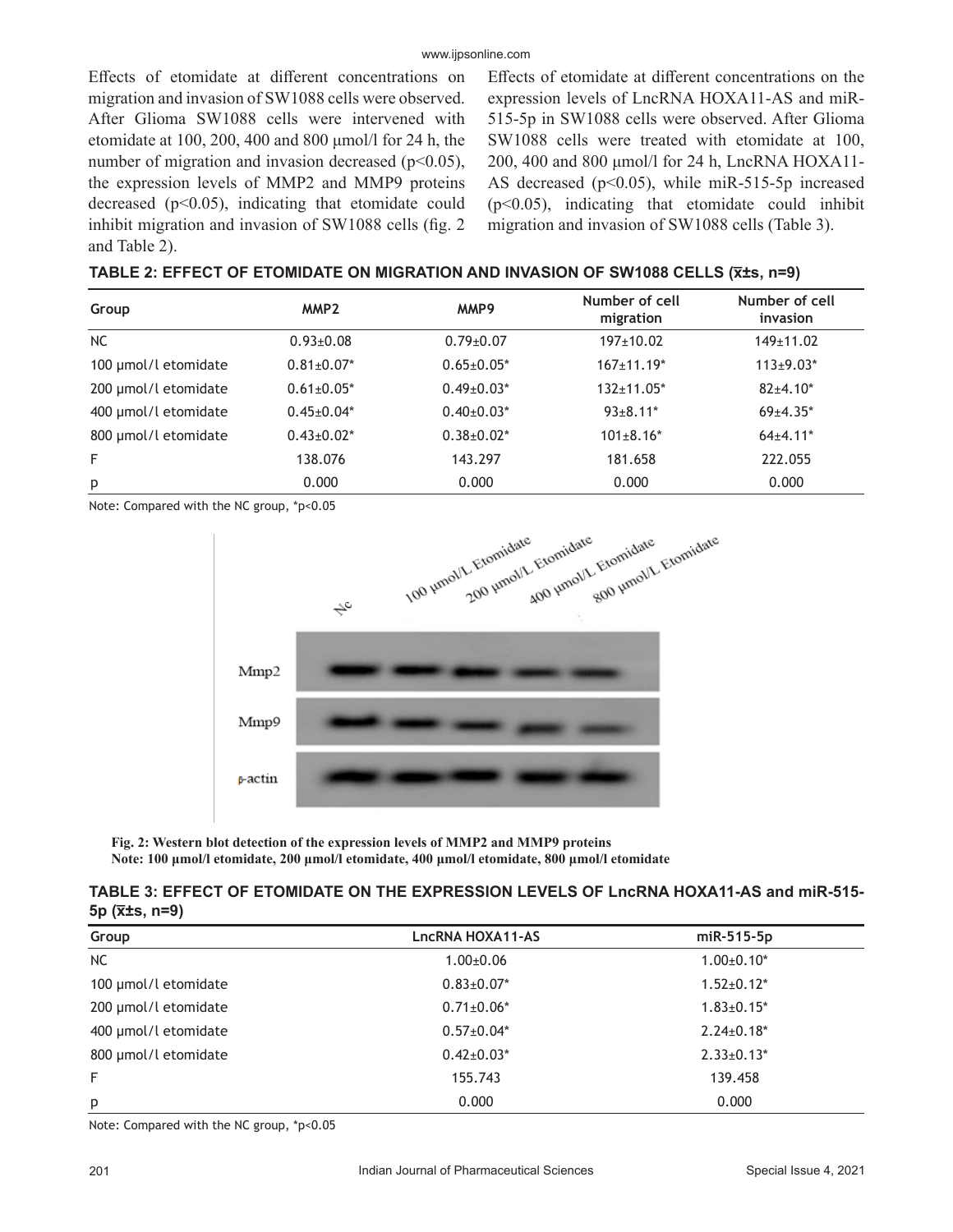Effects of etomidate at different concentrations on migration and invasion of SW1088 cells were observed. After Glioma SW1088 cells were intervened with etomidate at 100, 200, 400 and 800 µmol/l for 24 h, the number of migration and invasion decreased ($p<0.05$), the expression levels of MMP2 and MMP9 proteins decreased ($p<0.05$), indicating that etomidate could inhibit migration and invasion of SW1088 cells (fig. 2 and Table 2).

Effects of etomidate at different concentrations on the expression levels of LncRNA HOXA11-AS and miR-515-5p in SW1088 cells were observed. After Glioma SW1088 cells were treated with etomidate at 100, 200, 400 and 800 µmol/l for 24 h, LncRNA HOXA11-AS decreased ($p<0.05$), while miR-515-5p increased ($p<0.05$), indicating that etomidate could inhibit migration and invasion of SW1088 cells (Table 3).

**TABLE 2: EFFECT OF ETOMIDATE ON MIGRATION AND INVASION OF SW1088 CELLS ($\bar{x}$±s, n=9)**

| Group | MMP2 | MMP9 | Number of cell migration | Number of cell invasion |
|---|---|---|---|---|
| NC | 0.93±0.08 | 0.79±0.07 | 197±10.02 | 149±11.02 |
| 100 µmol/l etomidate | 0.81±0.07* | 0.65±0.05* | 167±11.19* | 113±9.03* |
| 200 µmol/l etomidate | 0.61±0.05* | 0.49±0.03* | 132±11.05* | 82±4.10* |
| 400 µmol/l etomidate | 0.45±0.04* | 0.40±0.03* | 93±8.11* | 69±4.35* |
| 800 µmol/l etomidate | 0.43±0.02* | 0.38±0.02* | 101±8.16* | 64±4.11* |
| F | 138.076 | 143.297 | 181.658 | 222.055 |
| p | 0.000 | 0.000 | 0.000 | 0.000 |

Note: Compared with the NC group, *p<0.05

**Fig. 2: Western blot detection of the expression levels of MMP2 and MMP9 proteins**
**Note: 100 µmol/l etomidate, 200 µmol/l etomidate, 400 µmol/l etomidate, 800 µmol/l etomidate**

**TABLE 3: EFFECT OF ETOMIDATE ON THE EXPRESSION LEVELS OF LncRNA HOXA11-AS and miR-515-5p ($\bar{x}$±s, n=9)**

| Group | LncRNA HOXA11-AS | miR-515-5p |
|---|---|---|
| NC | 1.00±0.06 | 1.00±0.10* |
| 100 µmol/l etomidate | 0.83±0.07* | 1.52±0.12* |
| 200 µmol/l etomidate | 0.71±0.06* | 1.83±0.15* |
| 400 µmol/l etomidate | 0.57±0.04* | 2.24±0.18* |
| 800 µmol/l etomidate | 0.42±0.03* | 2.33±0.13* |
| F | 155.743 | 139.458 |
| p | 0.000 | 0.000 |

Note: Compared with the NC group, *p<0.05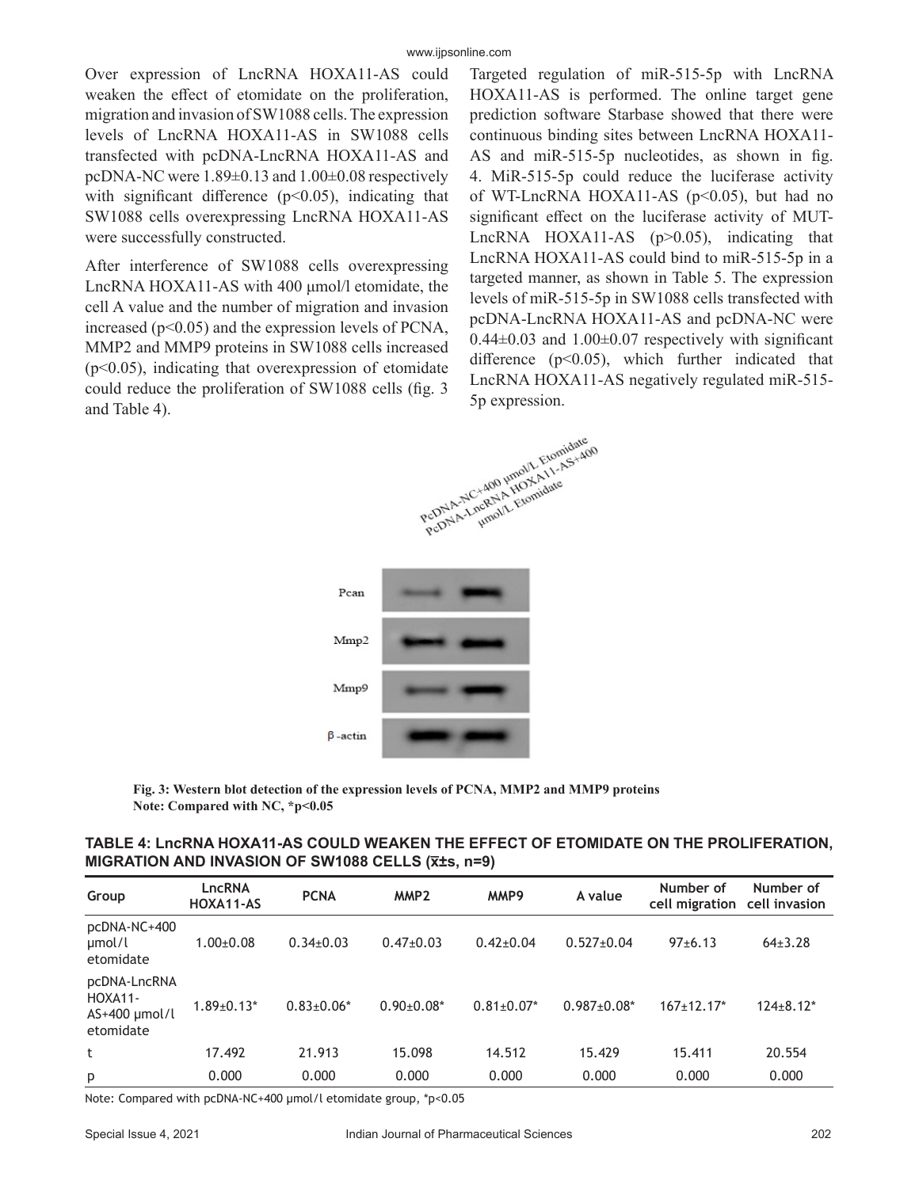Over expression of LncRNA HOXA11-AS could weaken the effect of etomidate on the proliferation, migration and invasion of SW1088 cells. The expression levels of LncRNA HOXA11-AS in SW1088 cells transfected with pcDNA-LncRNA HOXA11-AS and pcDNA-NC were 1.89±0.13 and 1.00±0.08 respectively with significant difference ($p<0.05$), indicating that SW1088 cells overexpressing LncRNA HOXA11-AS were successfully constructed.

After interference of SW1088 cells overexpressing LncRNA HOXA11-AS with 400 μmol/l etomidate, the cell A value and the number of migration and invasion increased ($p<0.05$) and the expression levels of PCNA, MMP2 and MMP9 proteins in SW1088 cells increased ($p<0.05$), indicating that overexpression of etomidate could reduce the proliferation of SW1088 cells (fig. 3 and Table 4).

Targeted regulation of miR-515-5p with LncRNA HOXA11-AS is performed. The online target gene prediction software Starbase showed that there were continuous binding sites between LncRNA HOXA11-AS and miR-515-5p nucleotides, as shown in fig. 4. MiR-515-5p could reduce the luciferase activity of WT-LncRNA HOXA11-AS ($p<0.05$), but had no significant effect on the luciferase activity of MUT-LncRNA HOXA11-AS ($p>0.05$), indicating that LncRNA HOXA11-AS could bind to miR-515-5p in a targeted manner, as shown in Table 5. The expression levels of miR-515-5p in SW1088 cells transfected with pcDNA-LncRNA HOXA11-AS and pcDNA-NC were 0.44±0.03 and 1.00±0.07 respectively with significant difference ($p<0.05$), which further indicated that LncRNA HOXA11-AS negatively regulated miR-515-5p expression.

**Fig. 3: Western blot detection of the expression levels of PCNA, MMP2 and MMP9 proteins**
**Note: Compared with NC, *p<0.05**

**TABLE 4: LncRNA HOXA11-AS COULD WEAKEN THE EFFECT OF ETOMIDATE ON THE PROLIFERATION, MIGRATION AND INVASION OF SW1088 CELLS ($\bar{x}$±s, n=9)**

| Group | LncRNA HOXA11-AS | PCNA | MMP2 | MMP9 | A value | Number of cell migration | Number of cell invasion |
|---|---|---|---|---|---|---|---|
| pcDNA-NC+400 μmol/l etomidate | 1.00±0.08 | 0.34±0.03 | 0.47±0.03 | 0.42±0.04 | 0.527±0.04 | 97±6.13 | 64±3.28 |
| pcDNA-LncRNA HOXA11-AS+400 μmol/l etomidate | 1.89±0.13* | 0.83±0.06* | 0.90±0.08* | 0.81±0.07* | 0.987±0.08* | 167±12.17* | 124±8.12* |
| t | 17.492 | 21.913 | 15.098 | 14.512 | 15.429 | 15.411 | 20.554 |
| p | 0.000 | 0.000 | 0.000 | 0.000 | 0.000 | 0.000 | 0.000 |

Note: Compared with pcDNA-NC+400 μmol/l etomidate group, *p<0.05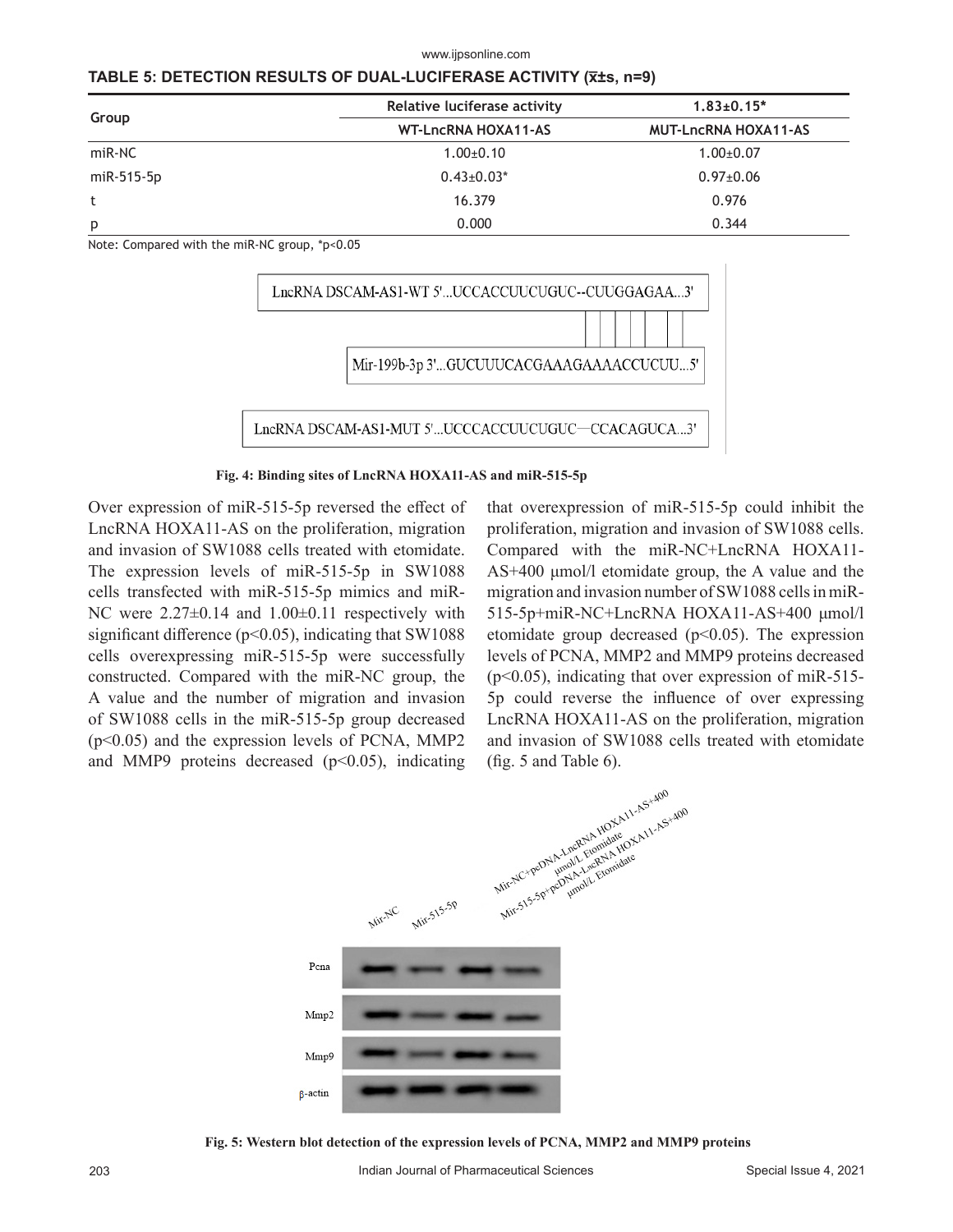**TABLE 5: DETECTION RESULTS OF DUAL-LUCIFERASE ACTIVITY ($\bar{x}$±s, n=9)**

| Group | Relative luciferase activity | 1.83±0.15* |
|---|---|---|
| | WT-LncRNA HOXA11-AS | MUT-LncRNA HOXA11-AS |
| miR-NC | 1.00±0.10 | 1.00±0.07 |
| miR-515-5p | 0.43±0.03* | 0.97±0.06 |
| t | 16.379 | 0.976 |
| p | 0.000 | 0.344 |

Note: Compared with the miR-NC group, *p<0.05

LncRNA DSCAM-AS1-WT 5'...UCCACCUUCUGUC--CUUGGAGAA...3'

Mir-199b-3p 3'...GUCUUUCACGAAAGAAAACCUCUU...5'

LncRNA DSCAM-AS1-MUT 5'...UCCCACCUUCUGUC—CCACAGUCA...3'

**Fig. 4: Binding sites of LncRNA HOXA11-AS and miR-515-5p**

Over expression of miR-515-5p reversed the effect of LncRNA HOXA11-AS on the proliferation, migration and invasion of SW1088 cells treated with etomidate. The expression levels of miR-515-5p in SW1088 cells transfected with miR-515-5p mimics and miR-NC were 2.27±0.14 and 1.00±0.11 respectively with significant difference ($p<0.05$), indicating that SW1088 cells overexpressing miR-515-5p were successfully constructed. Compared with the miR-NC group, the A value and the number of migration and invasion of SW1088 cells in the miR-515-5p group decreased ($p<0.05$) and the expression levels of PCNA, MMP2 and MMP9 proteins decreased ($p<0.05$), indicating that overexpression of miR-515-5p could inhibit the proliferation, migration and invasion of SW1088 cells. Compared with the miR-NC+LncRNA HOXA11-AS+400 μmol/l etomidate group, the A value and the migration and invasion number of SW1088 cells in miR-515-5p+miR-NC+LncRNA HOXA11-AS+400 μmol/l etomidate group decreased ($p<0.05$). The expression levels of PCNA, MMP2 and MMP9 proteins decreased ($p<0.05$), indicating that over expression of miR-515-5p could reverse the influence of over expressing LncRNA HOXA11-AS on the proliferation, migration and invasion of SW1088 cells treated with etomidate (fig. 5 and Table 6).

**Fig. 5: Western blot detection of the expression levels of PCNA, MMP2 and MMP9 proteins**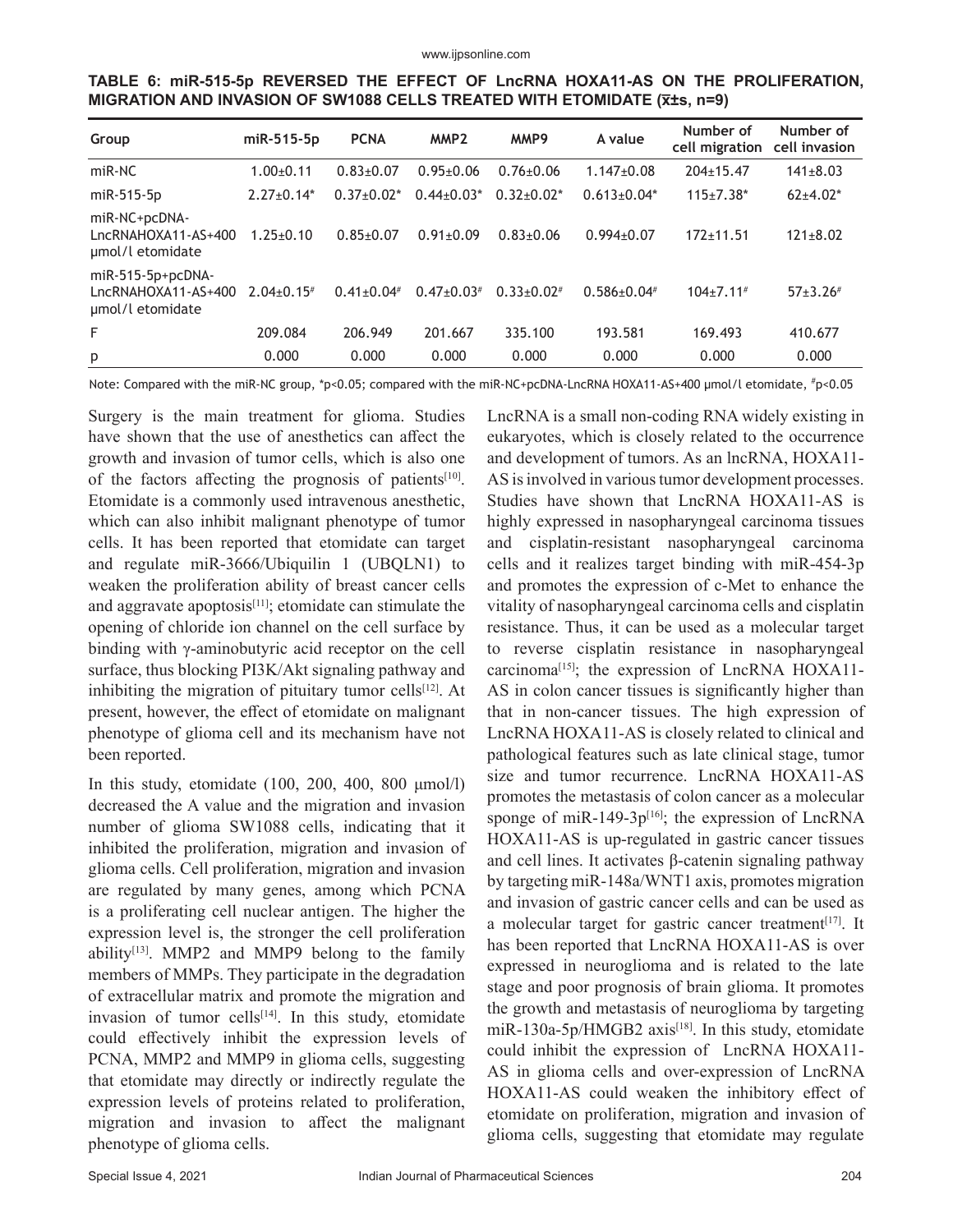**TABLE 6: miR-515-5p REVERSED THE EFFECT OF LncRNA HOXA11-AS ON THE PROLIFERATION, MIGRATION AND INVASION OF SW1088 CELLS TREATED WITH ETOMIDATE ($\bar{x}$±s, n=9)**

| Group | miR-515-5p | PCNA | MMP2 | MMP9 | A value | Number of cell migration | Number of cell invasion |
|---|---|---|---|---|---|---|---|
| miR-NC | 1.00±0.11 | 0.83±0.07 | 0.95±0.06 | 0.76±0.06 | 1.147±0.08 | 204±15.47 | 141±8.03 |
| miR-515-5p | 2.27±0.14* | 0.37±0.02* | 0.44±0.03* | 0.32±0.02* | 0.613±0.04* | 115±7.38* | 62±4.02* |
| miR-NC+pcDNA-LncRNAHOXA11-AS+400 μmol/l etomidate | 1.25±0.10 | 0.85±0.07 | 0.91±0.09 | 0.83±0.06 | 0.994±0.07 | 172±11.51 | 121±8.02 |
| miR-515-5p+pcDNA-LncRNAHOXA11-AS+400 μmol/l etomidate | 2.04±0.15# | 0.41±0.04# | 0.47±0.03# | 0.33±0.02# | 0.586±0.04# | 104±7.11# | 57±3.26# |
| F | 209.084 | 206.949 | 201.667 | 335.100 | 193.581 | 169.493 | 410.677 |
| p | 0.000 | 0.000 | 0.000 | 0.000 | 0.000 | 0.000 | 0.000 |

Note: Compared with the miR-NC group, *p<0.05; compared with the miR-NC+pcDNA-LncRNA HOXA11-AS+400 μmol/l etomidate, #p<0.05

Surgery is the main treatment for glioma. Studies have shown that the use of anesthetics can affect the growth and invasion of tumor cells, which is also one of the factors affecting the prognosis of patients[10]. Etomidate is a commonly used intravenous anesthetic, which can also inhibit malignant phenotype of tumor cells. It has been reported that etomidate can target and regulate miR-3666/Ubiquilin 1 (UBQLN1) to weaken the proliferation ability of breast cancer cells and aggravate apoptosis[11]; etomidate can stimulate the opening of chloride ion channel on the cell surface by binding with γ-aminobutyric acid receptor on the cell surface, thus blocking PI3K/Akt signaling pathway and inhibiting the migration of pituitary tumor cells[12]. At present, however, the effect of etomidate on malignant phenotype of glioma cell and its mechanism have not been reported.

In this study, etomidate (100, 200, 400, 800 μmol/l) decreased the A value and the migration and invasion number of glioma SW1088 cells, indicating that it inhibited the proliferation, migration and invasion of glioma cells. Cell proliferation, migration and invasion are regulated by many genes, among which PCNA is a proliferating cell nuclear antigen. The higher the expression level is, the stronger the cell proliferation ability[13]. MMP2 and MMP9 belong to the family members of MMPs. They participate in the degradation of extracellular matrix and promote the migration and invasion of tumor cells[14]. In this study, etomidate could effectively inhibit the expression levels of PCNA, MMP2 and MMP9 in glioma cells, suggesting that etomidate may directly or indirectly regulate the expression levels of proteins related to proliferation, migration and invasion to affect the malignant phenotype of glioma cells.

LncRNA is a small non-coding RNA widely existing in eukaryotes, which is closely related to the occurrence and development of tumors. As an lncRNA, HOXA11-AS is involved in various tumor development processes. Studies have shown that LncRNA HOXA11-AS is highly expressed in nasopharyngeal carcinoma tissues and cisplatin-resistant nasopharyngeal carcinoma cells and it realizes target binding with miR-454-3p and promotes the expression of c-Met to enhance the vitality of nasopharyngeal carcinoma cells and cisplatin resistance. Thus, it can be used as a molecular target to reverse cisplatin resistance in nasopharyngeal carcinoma[15]; the expression of LncRNA HOXA11-AS in colon cancer tissues is significantly higher than that in non-cancer tissues. The high expression of LncRNA HOXA11-AS is closely related to clinical and pathological features such as late clinical stage, tumor size and tumor recurrence. LncRNA HOXA11-AS promotes the metastasis of colon cancer as a molecular sponge of miR-149-3p[16]; the expression of LncRNA HOXA11-AS is up-regulated in gastric cancer tissues and cell lines. It activates β-catenin signaling pathway by targeting miR-148a/WNT1 axis, promotes migration and invasion of gastric cancer cells and can be used as a molecular target for gastric cancer treatment[17]. It has been reported that LncRNA HOXA11-AS is over expressed in neuroglioma and is related to the late stage and poor prognosis of brain glioma. It promotes the growth and metastasis of neuroglioma by targeting miR-130a-5p/HMGB2 axis[18]. In this study, etomidate could inhibit the expression of LncRNA HOXA11-AS in glioma cells and over-expression of LncRNA HOXA11-AS could weaken the inhibitory effect of etomidate on proliferation, migration and invasion of glioma cells, suggesting that etomidate may regulate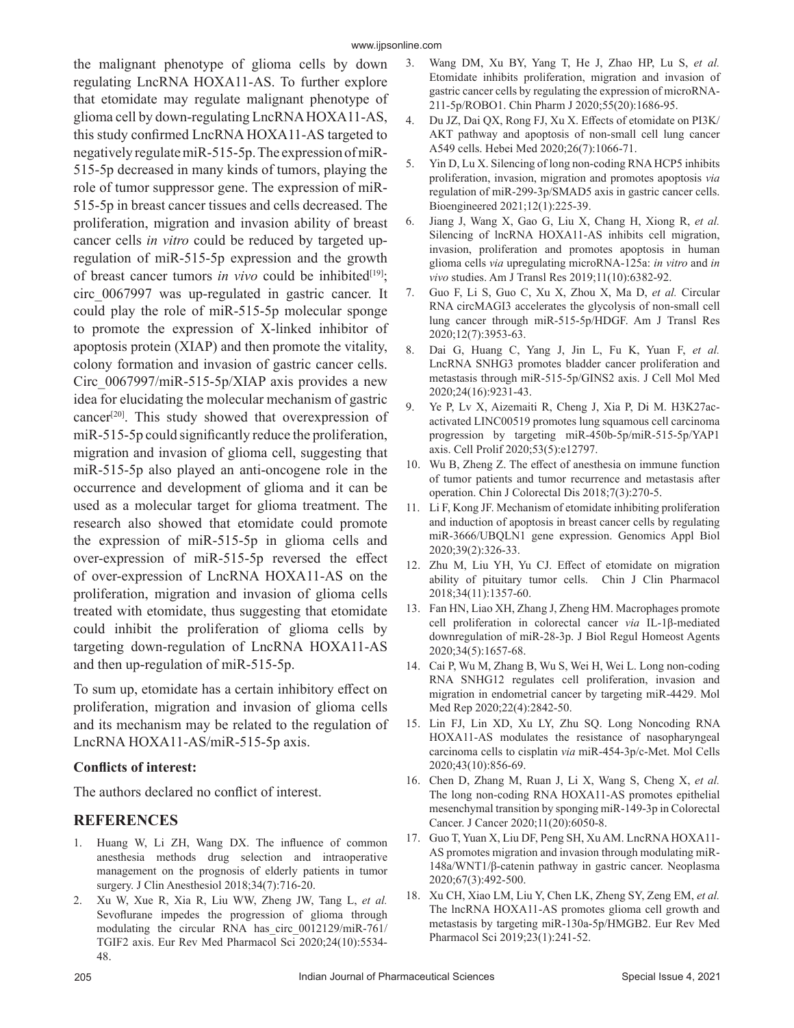the malignant phenotype of glioma cells by down regulating LncRNA HOXA11-AS. To further explore that etomidate may regulate malignant phenotype of glioma cell by down-regulating LncRNA HOXA11-AS, this study confirmed LncRNA HOXA11-AS targeted to negatively regulate miR-515-5p. The expression of miR-515-5p decreased in many kinds of tumors, playing the role of tumor suppressor gene. The expression of miR-515-5p in breast cancer tissues and cells decreased. The proliferation, migration and invasion ability of breast cancer cells *in vitro* could be reduced by targeted up-regulation of miR-515-5p expression and the growth of breast cancer tumors *in vivo* could be inhibited[19]; circ_0067997 was up-regulated in gastric cancer. It could play the role of miR-515-5p molecular sponge to promote the expression of X-linked inhibitor of apoptosis protein (XIAP) and then promote the vitality, colony formation and invasion of gastric cancer cells. Circ_0067997/miR-515-5p/XIAP axis provides a new idea for elucidating the molecular mechanism of gastric cancer[20]. This study showed that overexpression of miR-515-5p could significantly reduce the proliferation, migration and invasion of glioma cell, suggesting that miR-515-5p also played an anti-oncogene role in the occurrence and development of glioma and it can be used as a molecular target for glioma treatment. The research also showed that etomidate could promote the expression of miR-515-5p in glioma cells and over-expression of miR-515-5p reversed the effect of over-expression of LncRNA HOXA11-AS on the proliferation, migration and invasion of glioma cells treated with etomidate, thus suggesting that etomidate could inhibit the proliferation of glioma cells by targeting down-regulation of LncRNA HOXA11-AS and then up-regulation of miR-515-5p.

To sum up, etomidate has a certain inhibitory effect on proliferation, migration and invasion of glioma cells and its mechanism may be related to the regulation of LncRNA HOXA11-AS/miR-515-5p axis.

**Conflicts of interest:**

The authors declared no conflict of interest.

## REFERENCES

1. Huang W, Li ZH, Wang DX. The influence of common anesthesia methods drug selection and intraoperative management on the prognosis of elderly patients in tumor surgery. J Clin Anesthesiol 2018;34(7):716-20.
2. Xu W, Xue R, Xia R, Liu WW, Zheng JW, Tang L, *et al.* Sevoflurane impedes the progression of glioma through modulating the circular RNA has_circ_0012129/miR-761/TGIF2 axis. Eur Rev Med Pharmacol Sci 2020;24(10):5534-48.
3. Wang DM, Xu BY, Yang T, He J, Zhao HP, Lu S, *et al.* Etomidate inhibits proliferation, migration and invasion of gastric cancer cells by regulating the expression of microRNA-211-5p/ROBO1. Chin Pharm J 2020;55(20):1686-95.
4. Du JZ, Dai QX, Rong FJ, Xu X. Effects of etomidate on PI3K/AKT pathway and apoptosis of non-small cell lung cancer A549 cells. Hebei Med 2020;26(7):1066-71.
5. Yin D, Lu X. Silencing of long non-coding RNA HCP5 inhibits proliferation, invasion, migration and promotes apoptosis *via* regulation of miR-299-3p/SMAD5 axis in gastric cancer cells. Bioengineered 2021;12(1):225-39.
6. Jiang J, Wang X, Gao G, Liu X, Chang H, Xiong R, *et al.* Silencing of lncRNA HOXA11-AS inhibits cell migration, invasion, proliferation and promotes apoptosis in human glioma cells *via* upregulating microRNA-125a: *in vitro* and *in vivo* studies. Am J Transl Res 2019;11(10):6382-92.
7. Guo F, Li S, Guo C, Xu X, Zhou X, Ma D, *et al.* Circular RNA circMAGI3 accelerates the glycolysis of non-small cell lung cancer through miR-515-5p/HDGF. Am J Transl Res 2020;12(7):3953-63.
8. Dai G, Huang C, Yang J, Jin L, Fu K, Yuan F, *et al.* LncRNA SNHG3 promotes bladder cancer proliferation and metastasis through miR-515-5p/GINS2 axis. J Cell Mol Med 2020;24(16):9231-43.
9. Ye P, Lv X, Aizemaiti R, Cheng J, Xia P, Di M. H3K27ac-activated LINC00519 promotes lung squamous cell carcinoma progression by targeting miR-450b-5p/miR-515-5p/YAP1 axis. Cell Prolif 2020;53(5):e12797.
10. Wu B, Zheng Z. The effect of anesthesia on immune function of tumor patients and tumor recurrence and metastasis after operation. Chin J Colorectal Dis 2018;7(3):270-5.
11. Li F, Kong JF. Mechanism of etomidate inhibiting proliferation and induction of apoptosis in breast cancer cells by regulating miR-3666/UBQLN1 gene expression. Genomics Appl Biol 2020;39(2):326-33.
12. Zhu M, Liu YH, Yu CJ. Effect of etomidate on migration ability of pituitary tumor cells. Chin J Clin Pharmacol 2018;34(11):1357-60.
13. Fan HN, Liao XH, Zhang J, Zheng HM. Macrophages promote cell proliferation in colorectal cancer *via* IL-1β-mediated downregulation of miR-28-3p. J Biol Regul Homeost Agents 2020;34(5):1657-68.
14. Cai P, Wu M, Zhang B, Wu S, Wei H, Wei L. Long non-coding RNA SNHG12 regulates cell proliferation, invasion and migration in endometrial cancer by targeting miR-4429. Mol Med Rep 2020;22(4):2842-50.
15. Lin FJ, Lin XD, Xu LY, Zhu SQ. Long Noncoding RNA HOXA11-AS modulates the resistance of nasopharyngeal carcinoma cells to cisplatin *via* miR-454-3p/c-Met. Mol Cells 2020;43(10):856-69.
16. Chen D, Zhang M, Ruan J, Li X, Wang S, Cheng X, *et al.* The long non-coding RNA HOXA11-AS promotes epithelial mesenchymal transition by sponging miR-149-3p in Colorectal Cancer. J Cancer 2020;11(20):6050-8.
17. Guo T, Yuan X, Liu DF, Peng SH, Xu AM. LncRNA HOXA11-AS promotes migration and invasion through modulating miR-148a/WNT1/β-catenin pathway in gastric cancer. Neoplasma 2020;67(3):492-500.
18. Xu CH, Xiao LM, Liu Y, Chen LK, Zheng SY, Zeng EM, *et al.* The lncRNA HOXA11-AS promotes glioma cell growth and metastasis by targeting miR-130a-5p/HMGB2. Eur Rev Med Pharmacol Sci 2019;23(1):241-52.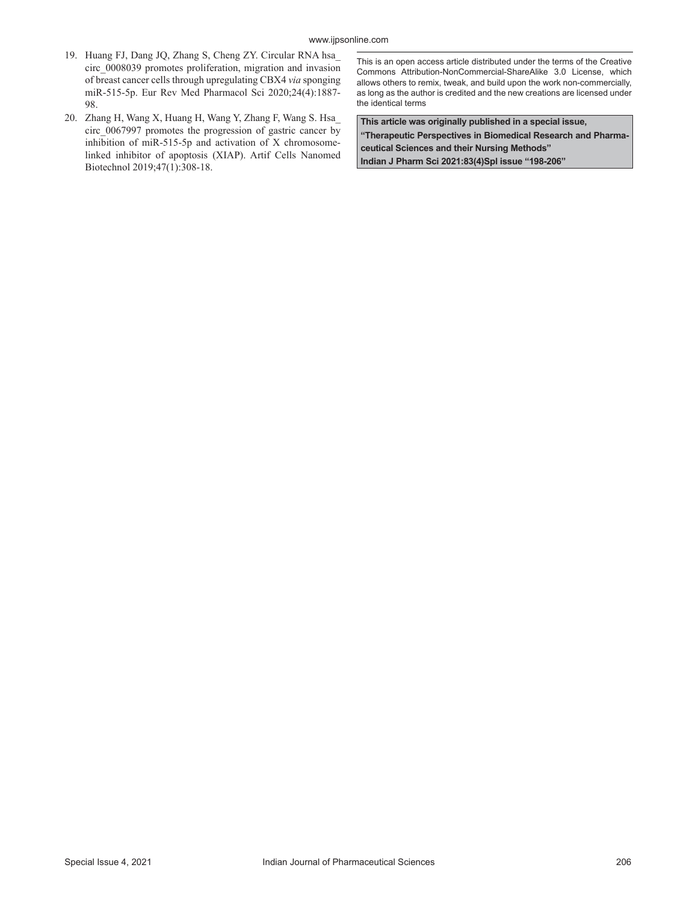19. Huang FJ, Dang JQ, Zhang S, Cheng ZY. Circular RNA hsa_circ_0008039 promotes proliferation, migration and invasion of breast cancer cells through upregulating CBX4 *via* sponging miR-515-5p. Eur Rev Med Pharmacol Sci 2020;24(4):1887-98.
20. Zhang H, Wang X, Huang H, Wang Y, Zhang F, Wang S. Hsa_circ_0067997 promotes the progression of gastric cancer by inhibition of miR-515-5p and activation of X chromosome-linked inhibitor of apoptosis (XIAP). Artif Cells Nanomed Biotechnol 2019;47(1):308-18.

This is an open access article distributed under the terms of the Creative Commons Attribution-NonCommercial-ShareAlike 3.0 License, which allows others to remix, tweak, and build upon the work non-commercially, as long as the author is credited and the new creations are licensed under the identical terms

**This article was originally published in a special issue, "Therapeutic Perspectives in Biomedical Research and Pharmaceutical Sciences and their Nursing Methods"**
**Indian J Pharm Sci 2021:83(4)Spl issue "198-206"**